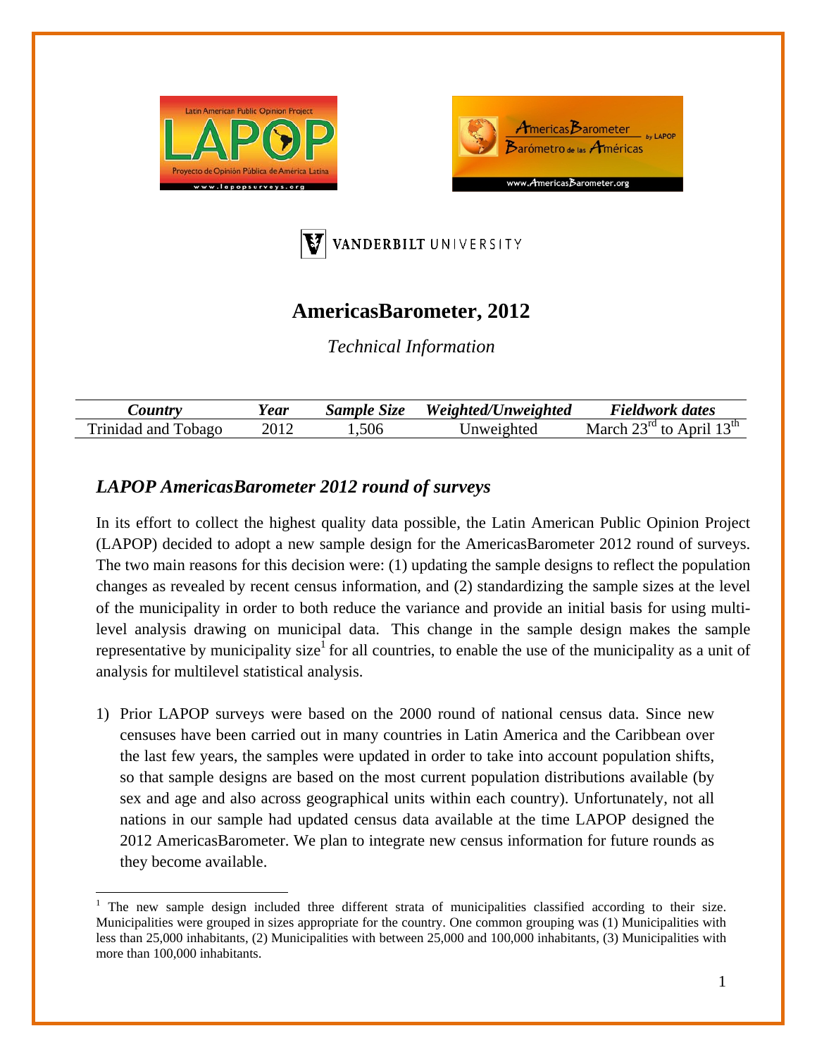# AmericasBarometer, 2012

*Technical Information*

| *Country* | *Year* | *Sample Size* | *Weighted/Unweighted* | *Fieldwork dates* |
|---|---|---|---|---|
| Trinidad and Tobago | 2012 | 1,506 | Unweighted | March 23rd to April 13th |

## *LAPOP AmericasBarometer 2012 round of surveys*

In its effort to collect the highest quality data possible, the Latin American Public Opinion Project (LAPOP) decided to adopt a new sample design for the AmericasBarometer 2012 round of surveys. The two main reasons for this decision were: (1) updating the sample designs to reflect the population changes as revealed by recent census information, and (2) standardizing the sample sizes at the level of the municipality in order to both reduce the variance and provide an initial basis for using multi-level analysis drawing on municipal data. This change in the sample design makes the sample representative by municipality size[1] for all countries, to enable the use of the municipality as a unit of analysis for multilevel statistical analysis.

1) Prior LAPOP surveys were based on the 2000 round of national census data. Since new censuses have been carried out in many countries in Latin America and the Caribbean over the last few years, the samples were updated in order to take into account population shifts, so that sample designs are based on the most current population distributions available (by sex and age and also across geographical units within each country). Unfortunately, not all nations in our sample had updated census data available at the time LAPOP designed the 2012 AmericasBarometer. We plan to integrate new census information for future rounds as they become available.

[1] The new sample design included three different strata of municipalities classified according to their size. Municipalities were grouped in sizes appropriate for the country. One common grouping was (1) Municipalities with less than 25,000 inhabitants, (2) Municipalities with between 25,000 and 100,000 inhabitants, (3) Municipalities with more than 100,000 inhabitants.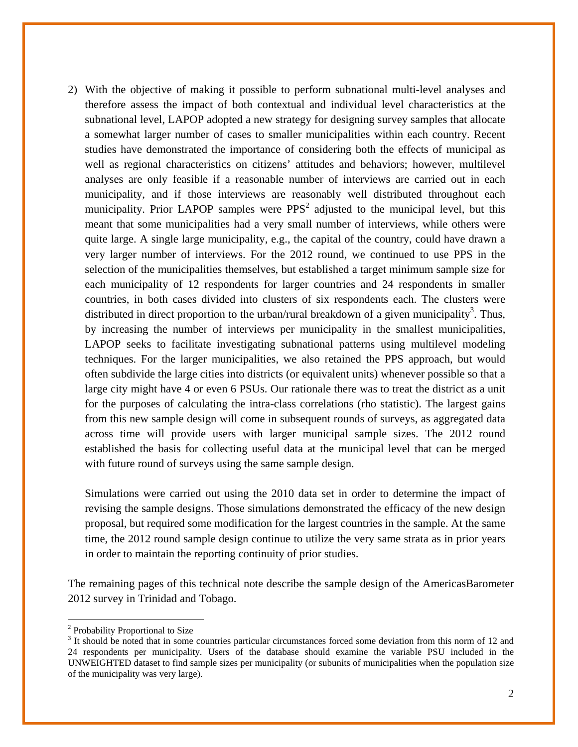2) With the objective of making it possible to perform subnational multi-level analyses and therefore assess the impact of both contextual and individual level characteristics at the subnational level, LAPOP adopted a new strategy for designing survey samples that allocate a somewhat larger number of cases to smaller municipalities within each country. Recent studies have demonstrated the importance of considering both the effects of municipal as well as regional characteristics on citizens' attitudes and behaviors; however, multilevel analyses are only feasible if a reasonable number of interviews are carried out in each municipality, and if those interviews are reasonably well distributed throughout each municipality. Prior LAPOP samples were PPS[2] adjusted to the municipal level, but this meant that some municipalities had a very small number of interviews, while others were quite large. A single large municipality, e.g., the capital of the country, could have drawn a very larger number of interviews. For the 2012 round, we continued to use PPS in the selection of the municipalities themselves, but established a target minimum sample size for each municipality of 12 respondents for larger countries and 24 respondents in smaller countries, in both cases divided into clusters of six respondents each. The clusters were distributed in direct proportion to the urban/rural breakdown of a given municipality[3]. Thus, by increasing the number of interviews per municipality in the smallest municipalities, LAPOP seeks to facilitate investigating subnational patterns using multilevel modeling techniques. For the larger municipalities, we also retained the PPS approach, but would often subdivide the large cities into districts (or equivalent units) whenever possible so that a large city might have 4 or even 6 PSUs. Our rationale there was to treat the district as a unit for the purposes of calculating the intra-class correlations (rho statistic). The largest gains from this new sample design will come in subsequent rounds of surveys, as aggregated data across time will provide users with larger municipal sample sizes. The 2012 round established the basis for collecting useful data at the municipal level that can be merged with future round of surveys using the same sample design.

   Simulations were carried out using the 2010 data set in order to determine the impact of revising the sample designs. Those simulations demonstrated the efficacy of the new design proposal, but required some modification for the largest countries in the sample. At the same time, the 2012 round sample design continue to utilize the very same strata as in prior years in order to maintain the reporting continuity of prior studies.

The remaining pages of this technical note describe the sample design of the AmericasBarometer 2012 survey in Trinidad and Tobago.

---

[2] Probability Proportional to Size

[3] It should be noted that in some countries particular circumstances forced some deviation from this norm of 12 and 24 respondents per municipality. Users of the database should examine the variable PSU included in the UNWEIGHTED dataset to find sample sizes per municipality (or subunits of municipalities when the population size of the municipality was very large).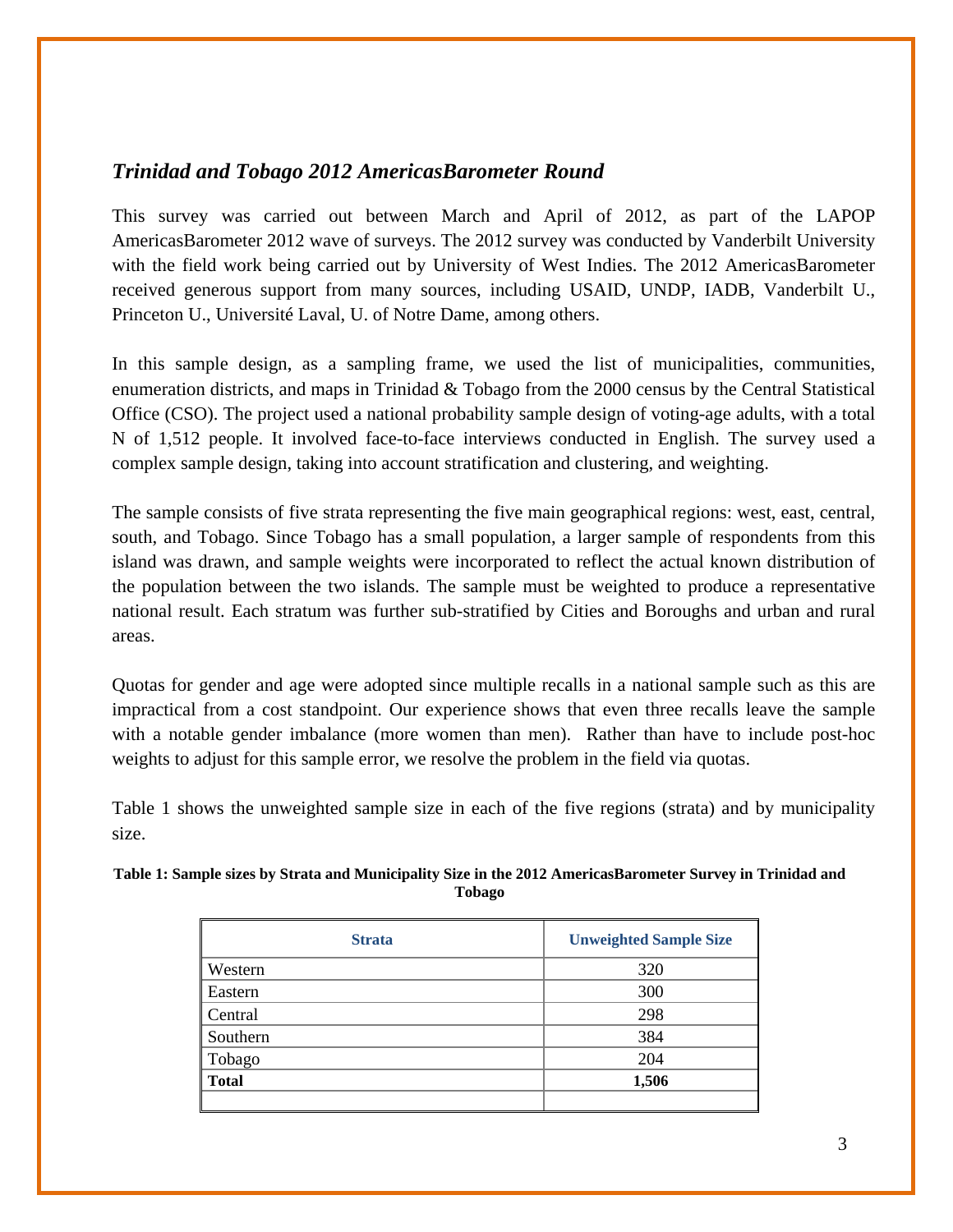### *Trinidad and Tobago 2012 AmericasBarometer Round*

This survey was carried out between March and April of 2012, as part of the LAPOP AmericasBarometer 2012 wave of surveys. The 2012 survey was conducted by Vanderbilt University with the field work being carried out by University of West Indies. The 2012 AmericasBarometer received generous support from many sources, including USAID, UNDP, IADB, Vanderbilt U., Princeton U., Université Laval, U. of Notre Dame, among others.

In this sample design, as a sampling frame, we used the list of municipalities, communities, enumeration districts, and maps in Trinidad & Tobago from the 2000 census by the Central Statistical Office (CSO). The project used a national probability sample design of voting-age adults, with a total N of 1,512 people. It involved face-to-face interviews conducted in English. The survey used a complex sample design, taking into account stratification and clustering, and weighting.

The sample consists of five strata representing the five main geographical regions: west, east, central, south, and Tobago. Since Tobago has a small population, a larger sample of respondents from this island was drawn, and sample weights were incorporated to reflect the actual known distribution of the population between the two islands. The sample must be weighted to produce a representative national result. Each stratum was further sub-stratified by Cities and Boroughs and urban and rural areas.

Quotas for gender and age were adopted since multiple recalls in a national sample such as this are impractical from a cost standpoint. Our experience shows that even three recalls leave the sample with a notable gender imbalance (more women than men). Rather than have to include post-hoc weights to adjust for this sample error, we resolve the problem in the field via quotas.

Table 1 shows the unweighted sample size in each of the five regions (strata) and by municipality size.

**Table 1: Sample sizes by Strata and Municipality Size in the 2012 AmericasBarometer Survey in Trinidad and Tobago**

| Strata | Unweighted Sample Size |
|---|---|
| Western | 320 |
| Eastern | 300 |
| Central | 298 |
| Southern | 384 |
| Tobago | 204 |
| **Total** | **1,506** |
| | |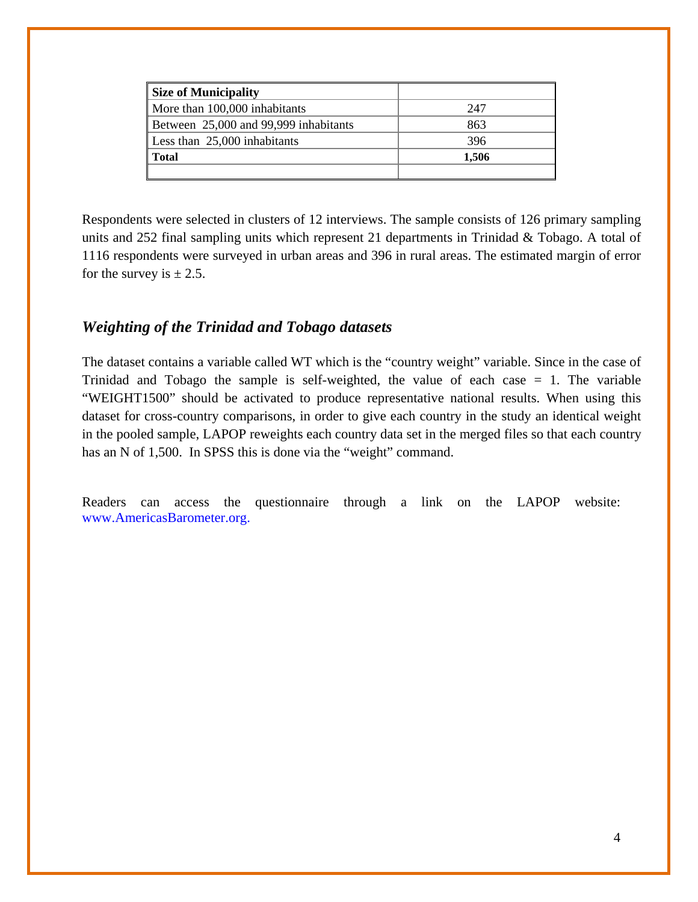| Size of Municipality | |
|---|---|
| More than 100,000 inhabitants | 247 |
| Between 25,000 and 99,999 inhabitants | 863 |
| Less than 25,000 inhabitants | 396 |
| **Total** | **1,506** |
| | |

Respondents were selected in clusters of 12 interviews. The sample consists of 126 primary sampling units and 252 final sampling units which represent 21 departments in Trinidad & Tobago. A total of 1116 respondents were surveyed in urban areas and 396 in rural areas. The estimated margin of error for the survey is ± 2.5.

### *Weighting of the Trinidad and Tobago datasets*

The dataset contains a variable called WT which is the "country weight" variable. Since in the case of Trinidad and Tobago the sample is self-weighted, the value of each case = 1. The variable "WEIGHT1500" should be activated to produce representative national results. When using this dataset for cross-country comparisons, in order to give each country in the study an identical weight in the pooled sample, LAPOP reweights each country data set in the merged files so that each country has an N of 1,500. In SPSS this is done via the "weight" command.

Readers can access the questionnaire through a link on the LAPOP website: www.AmericasBarometer.org.